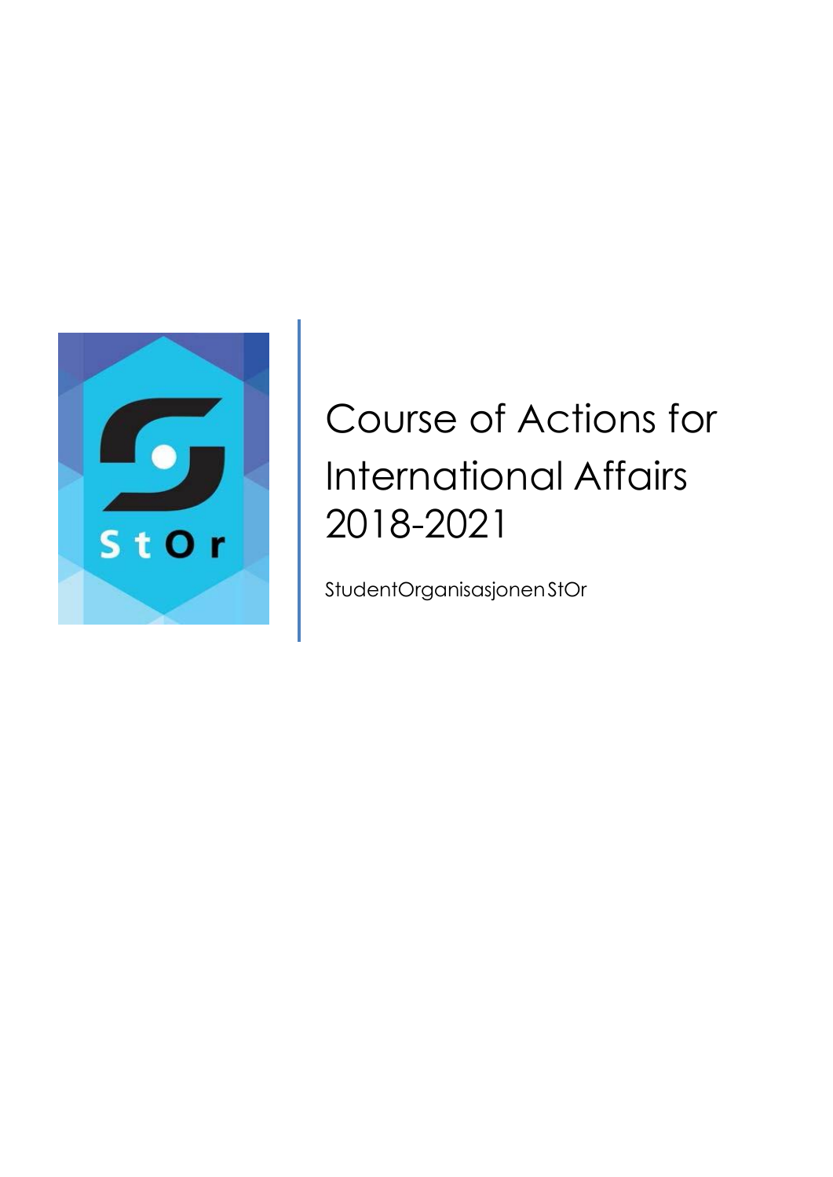# Course of Actions for International Affairs 2018-2021

StudentOrganisasjonen StOr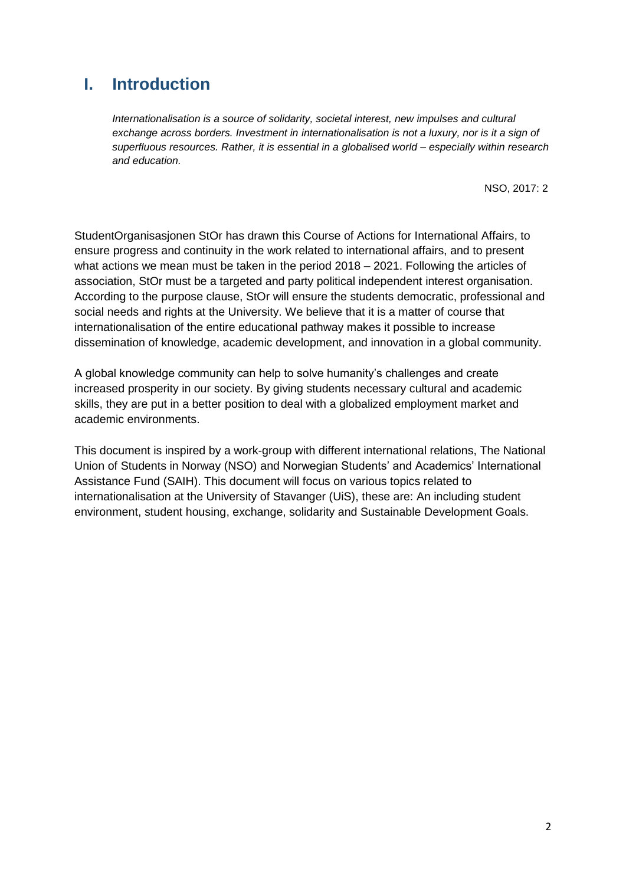# I. Introduction

> *Internationalisation is a source of solidarity, societal interest, new impulses and cultural exchange across borders. Investment in internationalisation is not a luxury, nor is it a sign of superfluous resources. Rather, it is essential in a globalised world – especially within research and education.*
>
> NSO, 2017: 2

StudentOrganisasjonen StOr has drawn this Course of Actions for International Affairs, to ensure progress and continuity in the work related to international affairs, and to present what actions we mean must be taken in the period 2018 – 2021. Following the articles of association, StOr must be a targeted and party political independent interest organisation. According to the purpose clause, StOr will ensure the students democratic, professional and social needs and rights at the University. We believe that it is a matter of course that internationalisation of the entire educational pathway makes it possible to increase dissemination of knowledge, academic development, and innovation in a global community.

A global knowledge community can help to solve humanity's challenges and create increased prosperity in our society. By giving students necessary cultural and academic skills, they are put in a better position to deal with a globalized employment market and academic environments.

This document is inspired by a work-group with different international relations, The National Union of Students in Norway (NSO) and Norwegian Students' and Academics' International Assistance Fund (SAIH). This document will focus on various topics related to internationalisation at the University of Stavanger (UiS), these are: An including student environment, student housing, exchange, solidarity and Sustainable Development Goals.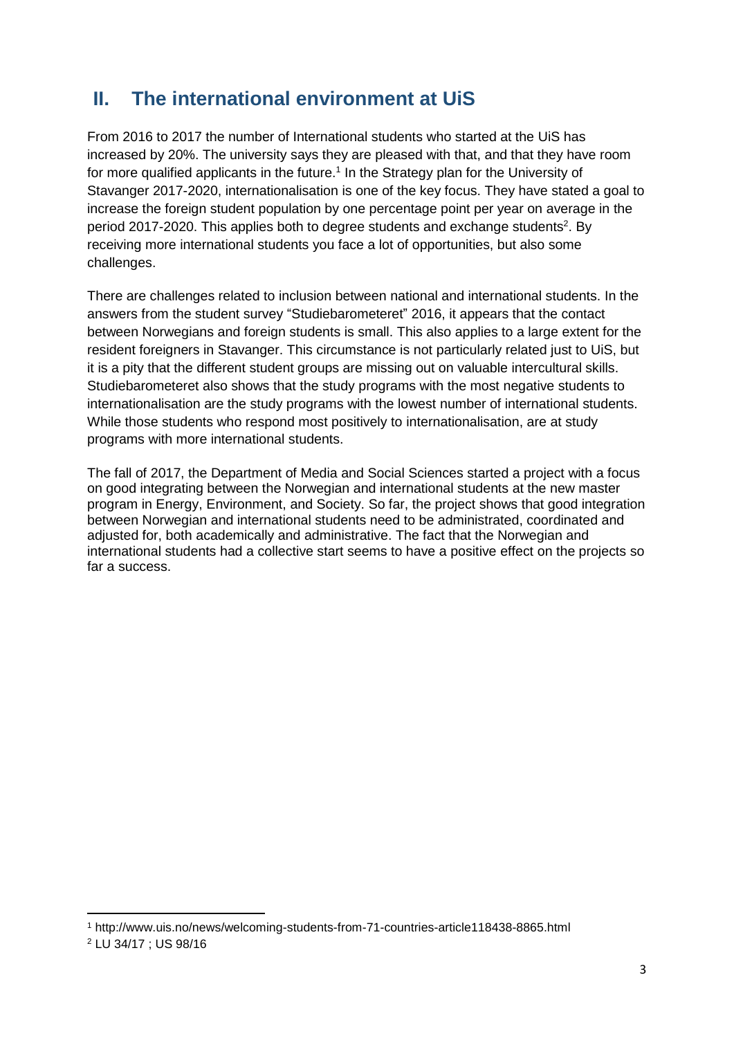## II. The international environment at UiS

From 2016 to 2017 the number of International students who started at the UiS has increased by 20%. The university says they are pleased with that, and that they have room for more qualified applicants in the future.[1] In the Strategy plan for the University of Stavanger 2017-2020, internationalisation is one of the key focus. They have stated a goal to increase the foreign student population by one percentage point per year on average in the period 2017-2020. This applies both to degree students and exchange students[2]. By receiving more international students you face a lot of opportunities, but also some challenges.

There are challenges related to inclusion between national and international students. In the answers from the student survey "Studiebarometeret" 2016, it appears that the contact between Norwegians and foreign students is small. This also applies to a large extent for the resident foreigners in Stavanger. This circumstance is not particularly related just to UiS, but it is a pity that the different student groups are missing out on valuable intercultural skills. Studiebarometeret also shows that the study programs with the most negative students to internationalisation are the study programs with the lowest number of international students. While those students who respond most positively to internationalisation, are at study programs with more international students.

The fall of 2017, the Department of Media and Social Sciences started a project with a focus on good integrating between the Norwegian and international students at the new master program in Energy, Environment, and Society. So far, the project shows that good integration between Norwegian and international students need to be administrated, coordinated and adjusted for, both academically and administrative. The fact that the Norwegian and international students had a collective start seems to have a positive effect on the projects so far a success.

---

[1] http://www.uis.no/news/welcoming-students-from-71-countries-article118438-8865.html

[2] LU 34/17 ; US 98/16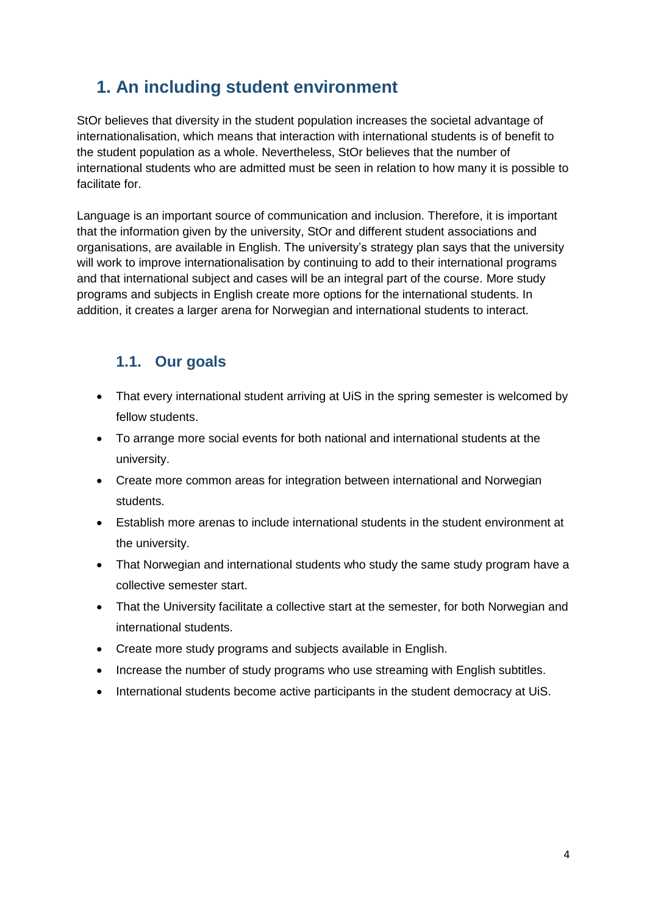# 1. An including student environment

StOr believes that diversity in the student population increases the societal advantage of internationalisation, which means that interaction with international students is of benefit to the student population as a whole. Nevertheless, StOr believes that the number of international students who are admitted must be seen in relation to how many it is possible to facilitate for.

Language is an important source of communication and inclusion. Therefore, it is important that the information given by the university, StOr and different student associations and organisations, are available in English. The university's strategy plan says that the university will work to improve internationalisation by continuing to add to their international programs and that international subject and cases will be an integral part of the course. More study programs and subjects in English create more options for the international students. In addition, it creates a larger arena for Norwegian and international students to interact.

## 1.1. Our goals

- That every international student arriving at UiS in the spring semester is welcomed by fellow students.
- To arrange more social events for both national and international students at the university.
- Create more common areas for integration between international and Norwegian students.
- Establish more arenas to include international students in the student environment at the university.
- That Norwegian and international students who study the same study program have a collective semester start.
- That the University facilitate a collective start at the semester, for both Norwegian and international students.
- Create more study programs and subjects available in English.
- Increase the number of study programs who use streaming with English subtitles.
- International students become active participants in the student democracy at UiS.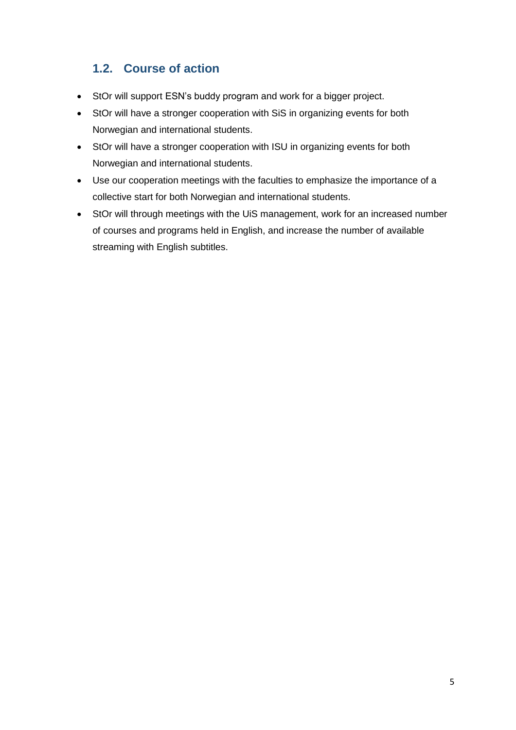## 1.2. Course of action

- StOr will support ESN's buddy program and work for a bigger project.
- StOr will have a stronger cooperation with SiS in organizing events for both Norwegian and international students.
- StOr will have a stronger cooperation with ISU in organizing events for both Norwegian and international students.
- Use our cooperation meetings with the faculties to emphasize the importance of a collective start for both Norwegian and international students.
- StOr will through meetings with the UiS management, work for an increased number of courses and programs held in English, and increase the number of available streaming with English subtitles.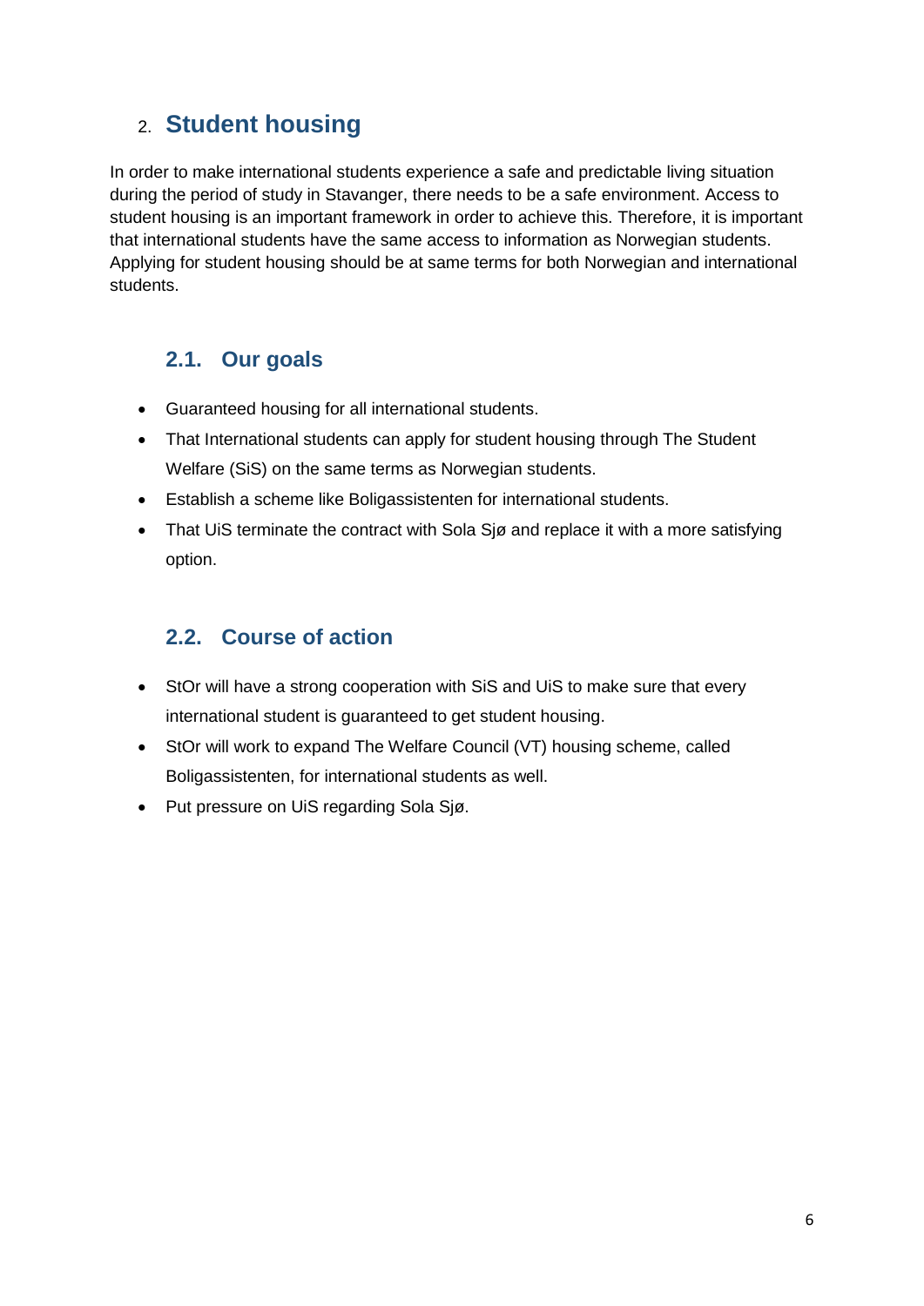## 2. Student housing

In order to make international students experience a safe and predictable living situation during the period of study in Stavanger, there needs to be a safe environment. Access to student housing is an important framework in order to achieve this. Therefore, it is important that international students have the same access to information as Norwegian students. Applying for student housing should be at same terms for both Norwegian and international students.

### 2.1. Our goals

- Guaranteed housing for all international students.
- That International students can apply for student housing through The Student Welfare (SiS) on the same terms as Norwegian students.
- Establish a scheme like Boligassistenten for international students.
- That UiS terminate the contract with Sola Sjø and replace it with a more satisfying option.

### 2.2. Course of action

- StOr will have a strong cooperation with SiS and UiS to make sure that every international student is guaranteed to get student housing.
- StOr will work to expand The Welfare Council (VT) housing scheme, called Boligassistenten, for international students as well.
- Put pressure on UiS regarding Sola Sjø.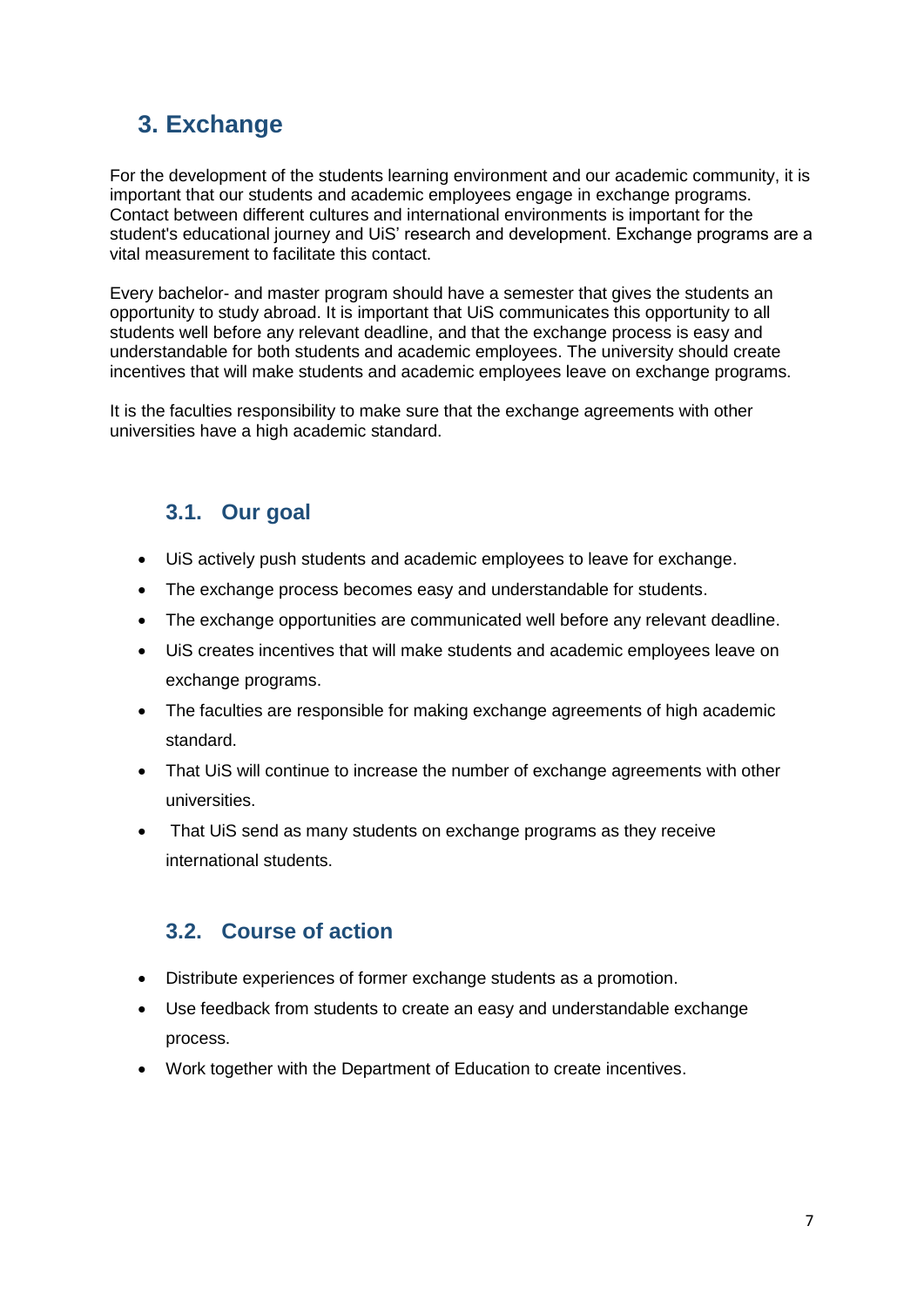# 3. Exchange

For the development of the students learning environment and our academic community, it is important that our students and academic employees engage in exchange programs. Contact between different cultures and international environments is important for the student's educational journey and UiS' research and development. Exchange programs are a vital measurement to facilitate this contact.

Every bachelor- and master program should have a semester that gives the students an opportunity to study abroad. It is important that UiS communicates this opportunity to all students well before any relevant deadline, and that the exchange process is easy and understandable for both students and academic employees. The university should create incentives that will make students and academic employees leave on exchange programs.

It is the faculties responsibility to make sure that the exchange agreements with other universities have a high academic standard.

## 3.1. Our goal

- UiS actively push students and academic employees to leave for exchange.
- The exchange process becomes easy and understandable for students.
- The exchange opportunities are communicated well before any relevant deadline.
- UiS creates incentives that will make students and academic employees leave on exchange programs.
- The faculties are responsible for making exchange agreements of high academic standard.
- That UiS will continue to increase the number of exchange agreements with other universities.
- That UiS send as many students on exchange programs as they receive international students.

## 3.2. Course of action

- Distribute experiences of former exchange students as a promotion.
- Use feedback from students to create an easy and understandable exchange process.
- Work together with the Department of Education to create incentives.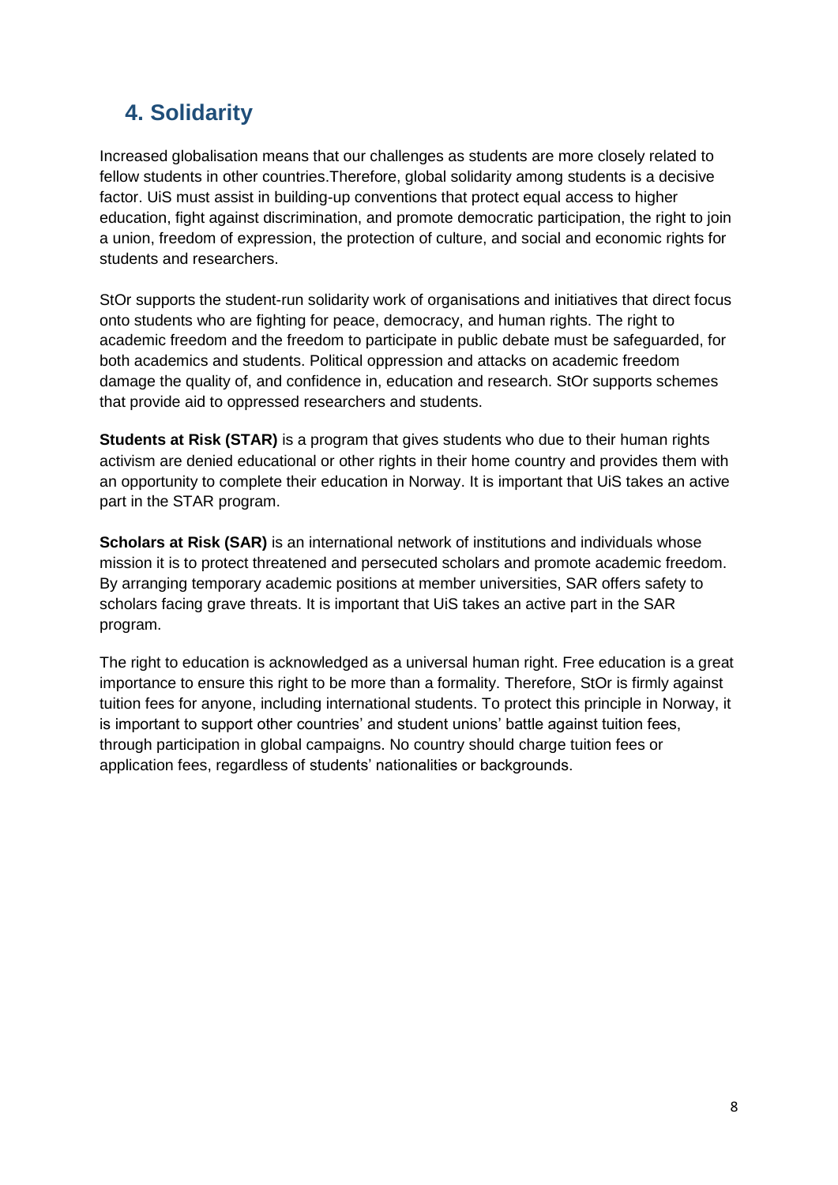## 4. Solidarity

Increased globalisation means that our challenges as students are more closely related to fellow students in other countries.Therefore, global solidarity among students is a decisive factor. UiS must assist in building-up conventions that protect equal access to higher education, fight against discrimination, and promote democratic participation, the right to join a union, freedom of expression, the protection of culture, and social and economic rights for students and researchers.

StOr supports the student-run solidarity work of organisations and initiatives that direct focus onto students who are fighting for peace, democracy, and human rights. The right to academic freedom and the freedom to participate in public debate must be safeguarded, for both academics and students. Political oppression and attacks on academic freedom damage the quality of, and confidence in, education and research. StOr supports schemes that provide aid to oppressed researchers and students.

**Students at Risk (STAR)** is a program that gives students who due to their human rights activism are denied educational or other rights in their home country and provides them with an opportunity to complete their education in Norway. It is important that UiS takes an active part in the STAR program.

**Scholars at Risk (SAR)** is an international network of institutions and individuals whose mission it is to protect threatened and persecuted scholars and promote academic freedom. By arranging temporary academic positions at member universities, SAR offers safety to scholars facing grave threats. It is important that UiS takes an active part in the SAR program.

The right to education is acknowledged as a universal human right. Free education is a great importance to ensure this right to be more than a formality. Therefore, StOr is firmly against tuition fees for anyone, including international students. To protect this principle in Norway, it is important to support other countries' and student unions' battle against tuition fees, through participation in global campaigns. No country should charge tuition fees or application fees, regardless of students' nationalities or backgrounds.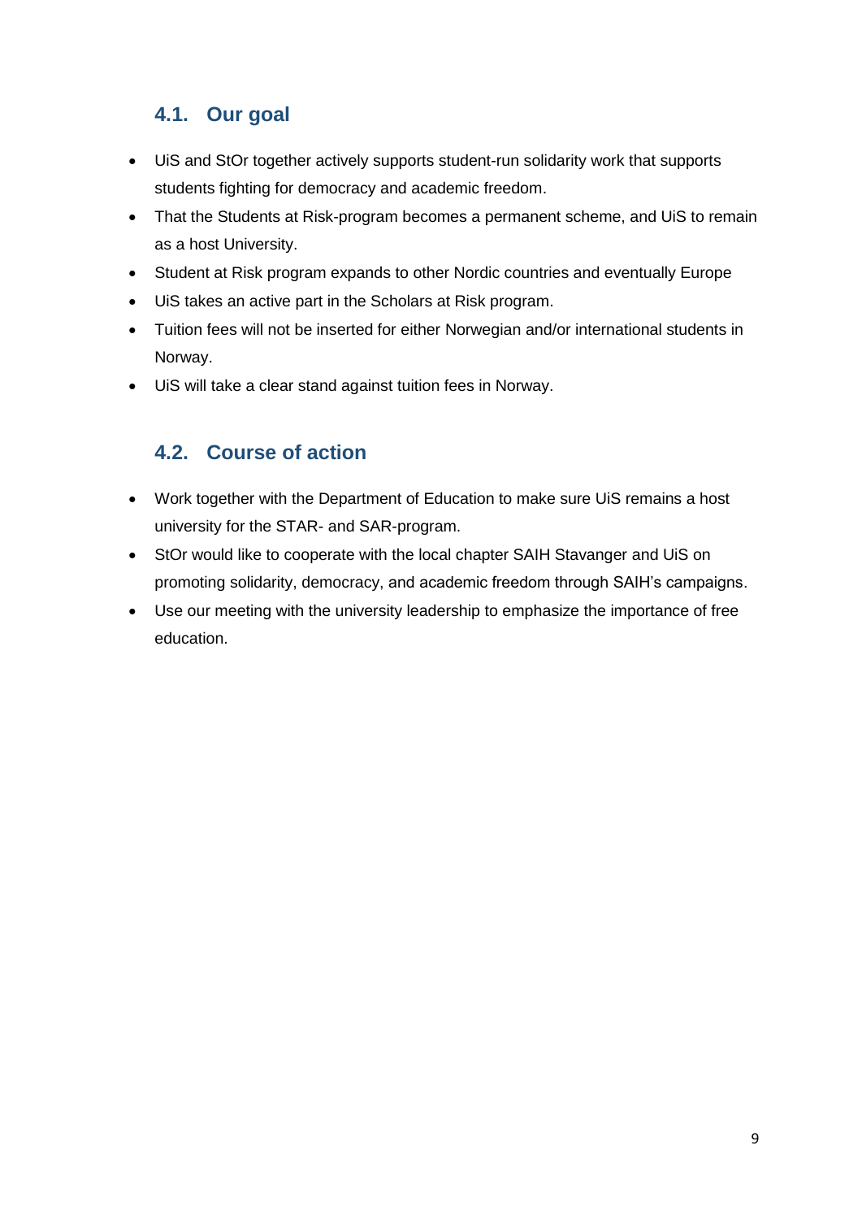## 4.1. Our goal

- UiS and StOr together actively supports student-run solidarity work that supports students fighting for democracy and academic freedom.
- That the Students at Risk-program becomes a permanent scheme, and UiS to remain as a host University.
- Student at Risk program expands to other Nordic countries and eventually Europe
- UiS takes an active part in the Scholars at Risk program.
- Tuition fees will not be inserted for either Norwegian and/or international students in Norway.
- UiS will take a clear stand against tuition fees in Norway.

## 4.2. Course of action

- Work together with the Department of Education to make sure UiS remains a host university for the STAR- and SAR-program.
- StOr would like to cooperate with the local chapter SAIH Stavanger and UiS on promoting solidarity, democracy, and academic freedom through SAIH's campaigns.
- Use our meeting with the university leadership to emphasize the importance of free education.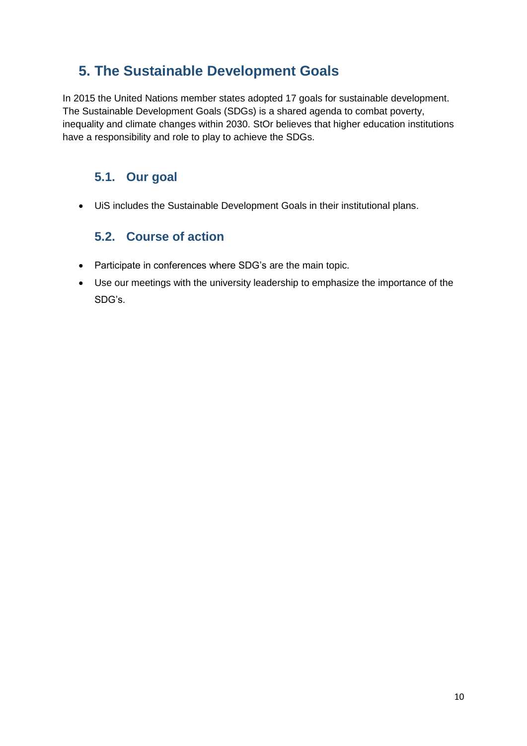## 5. The Sustainable Development Goals

In 2015 the United Nations member states adopted 17 goals for sustainable development. The Sustainable Development Goals (SDGs) is a shared agenda to combat poverty, inequality and climate changes within 2030. StOr believes that higher education institutions have a responsibility and role to play to achieve the SDGs.

### 5.1. Our goal

- UiS includes the Sustainable Development Goals in their institutional plans.

### 5.2. Course of action

- Participate in conferences where SDG's are the main topic.
- Use our meetings with the university leadership to emphasize the importance of the SDG's.